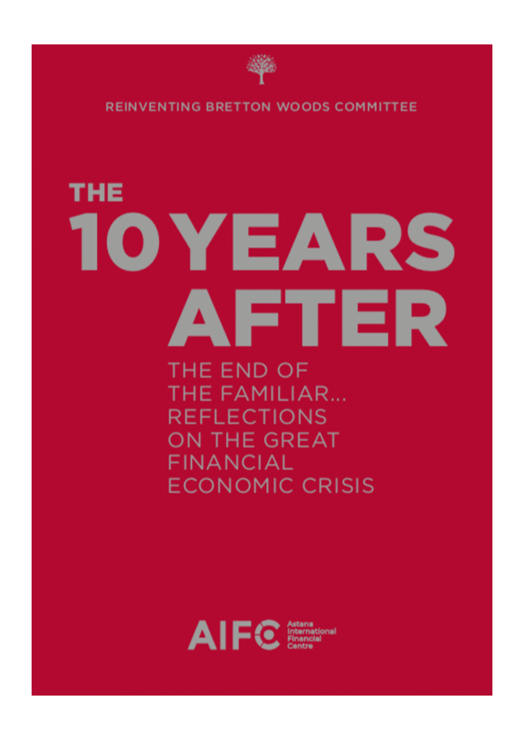REINVENTING BRETTON WOODS COMMITTEE

# THE 10 YEARS AFTER

## THE END OF THE FAMILIAR... REFLECTIONS ON THE GREAT FINANCIAL ECONOMIC CRISIS

AIFC Astana International Financial Centre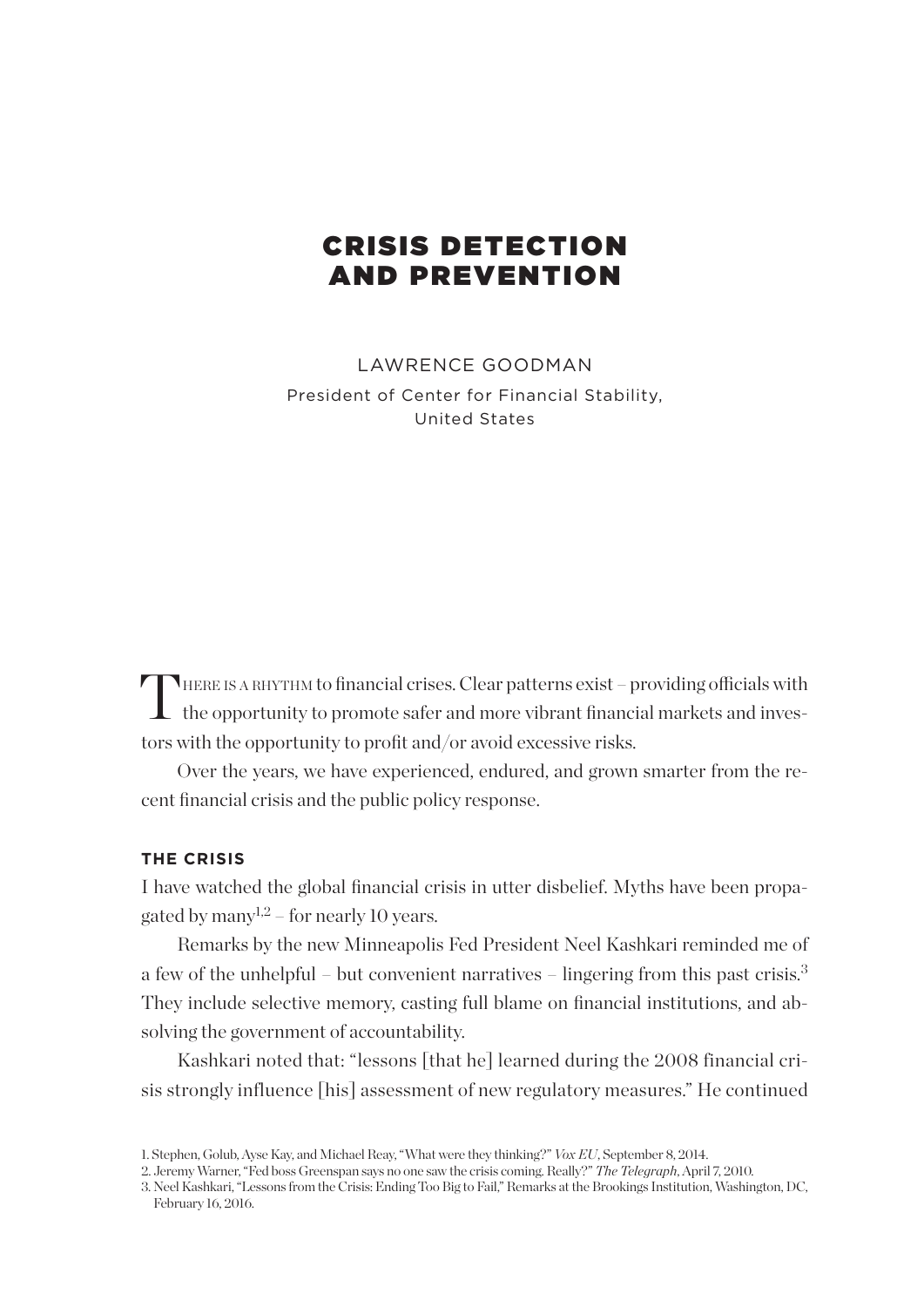# CRISIS DETECTION AND PREVENTION

LAWRENCE GOODMAN

President of Center for Financial Stability, United States

There is a rhythm to financial crises. Clear patterns exist – providing officials with the opportunity to promote safer and more vibrant financial markets and investors with the opportunity to profit and/or avoid excessive risks.

Over the years, we have experienced, endured, and grown smarter from the recent financial crisis and the public policy response.

## THE CRISIS

I have watched the global financial crisis in utter disbelief. Myths have been propagated by many[1,2] – for nearly 10 years.

Remarks by the new Minneapolis Fed President Neel Kashkari reminded me of a few of the unhelpful – but convenient narratives – lingering from this past crisis.[3] They include selective memory, casting full blame on financial institutions, and absolving the government of accountability.

Kashkari noted that: "lessons [that he] learned during the 2008 financial crisis strongly influence [his] assessment of new regulatory measures." He continued

1. Stephen, Golub, Ayse Kay, and Michael Reay, "What were they thinking?" *Vox EU*, September 8, 2014.
2. Jeremy Warner, "Fed boss Greenspan says no one saw the crisis coming. Really?" *The Telegraph*, April 7, 2010.
3. Neel Kashkari, "Lessons from the Crisis: Ending Too Big to Fail," Remarks at the Brookings Institution, Washington, DC, February 16, 2016.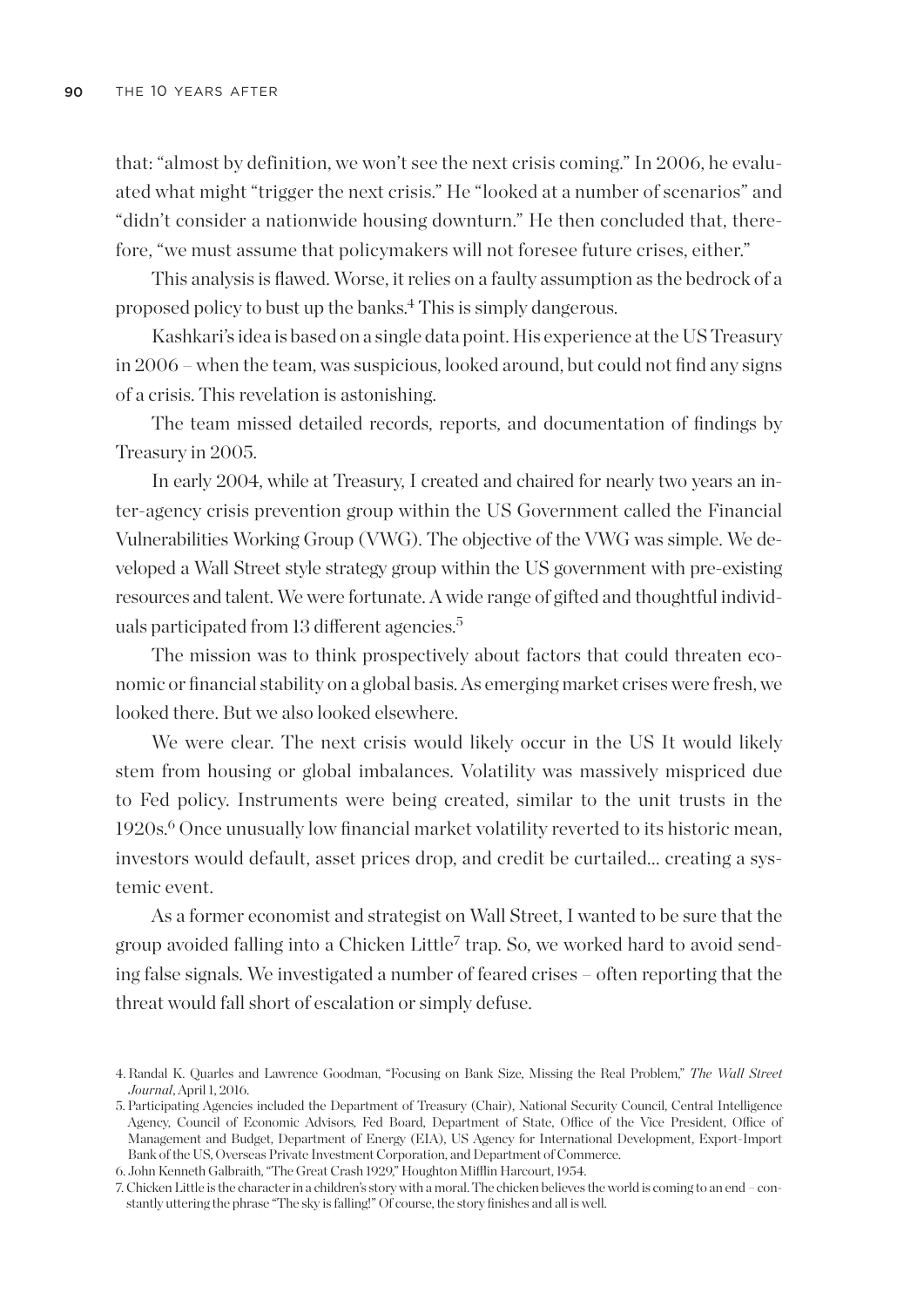that: "almost by definition, we won't see the next crisis coming." In 2006, he evaluated what might "trigger the next crisis." He "looked at a number of scenarios" and "didn't consider a nationwide housing downturn." He then concluded that, therefore, "we must assume that policymakers will not foresee future crises, either."

This analysis is flawed. Worse, it relies on a faulty assumption as the bedrock of a proposed policy to bust up the banks.[4] This is simply dangerous.

Kashkari's idea is based on a single data point. His experience at the US Treasury in 2006 – when the team, was suspicious, looked around, but could not find any signs of a crisis. This revelation is astonishing.

The team missed detailed records, reports, and documentation of findings by Treasury in 2005.

In early 2004, while at Treasury, I created and chaired for nearly two years an inter-agency crisis prevention group within the US Government called the Financial Vulnerabilities Working Group (VWG). The objective of the VWG was simple. We developed a Wall Street style strategy group within the US government with pre-existing resources and talent. We were fortunate. A wide range of gifted and thoughtful individuals participated from 13 different agencies.[5]

The mission was to think prospectively about factors that could threaten economic or financial stability on a global basis. As emerging market crises were fresh, we looked there. But we also looked elsewhere.

We were clear. The next crisis would likely occur in the US It would likely stem from housing or global imbalances. Volatility was massively mispriced due to Fed policy. Instruments were being created, similar to the unit trusts in the 1920s.[6] Once unusually low financial market volatility reverted to its historic mean, investors would default, asset prices drop, and credit be curtailed… creating a systemic event.

As a former economist and strategist on Wall Street, I wanted to be sure that the group avoided falling into a Chicken Little[7] trap. So, we worked hard to avoid sending false signals. We investigated a number of feared crises – often reporting that the threat would fall short of escalation or simply defuse.

4. Randal K. Quarles and Lawrence Goodman, "Focusing on Bank Size, Missing the Real Problem," *The Wall Street Journal*, April 1, 2016.

5. Participating Agencies included the Department of Treasury (Chair), National Security Council, Central Intelligence Agency, Council of Economic Advisors, Fed Board, Department of State, Office of the Vice President, Office of Management and Budget, Department of Energy (EIA), US Agency for International Development, Export-Import Bank of the US, Overseas Private Investment Corporation, and Department of Commerce.

6. John Kenneth Galbraith, "The Great Crash 1929," Houghton Mifflin Harcourt, 1954.

7. Chicken Little is the character in a children's story with a moral. The chicken believes the world is coming to an end – constantly uttering the phrase "The sky is falling!" Of course, the story finishes and all is well.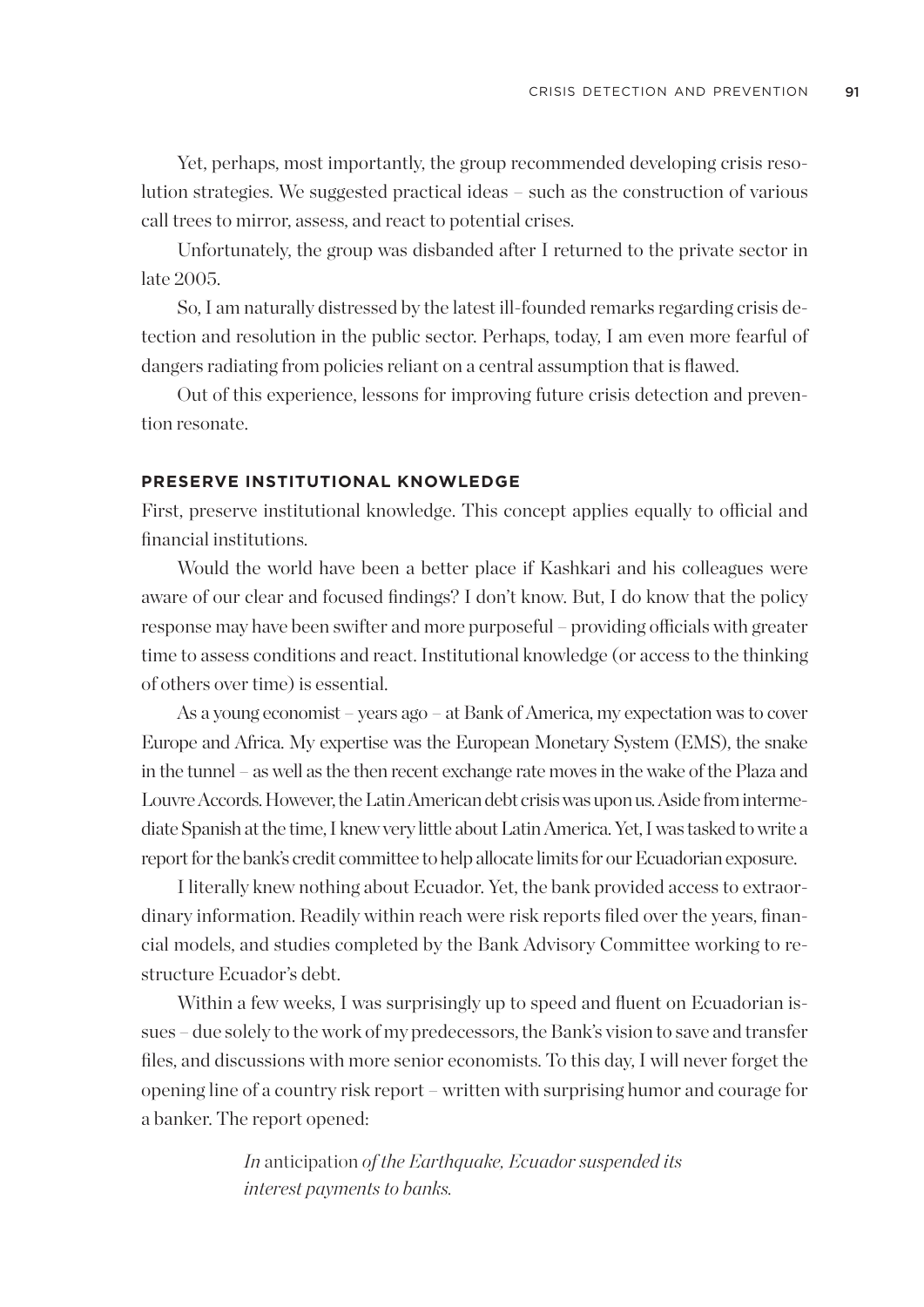Yet, perhaps, most importantly, the group recommended developing crisis resolution strategies. We suggested practical ideas – such as the construction of various call trees to mirror, assess, and react to potential crises.

Unfortunately, the group was disbanded after I returned to the private sector in late 2005.

So, I am naturally distressed by the latest ill-founded remarks regarding crisis detection and resolution in the public sector. Perhaps, today, I am even more fearful of dangers radiating from policies reliant on a central assumption that is flawed.

Out of this experience, lessons for improving future crisis detection and prevention resonate.

#### PRESERVE INSTITUTIONAL KNOWLEDGE

First, preserve institutional knowledge. This concept applies equally to official and financial institutions.

Would the world have been a better place if Kashkari and his colleagues were aware of our clear and focused findings? I don't know. But, I do know that the policy response may have been swifter and more purposeful – providing officials with greater time to assess conditions and react. Institutional knowledge (or access to the thinking of others over time) is essential.

As a young economist – years ago – at Bank of America, my expectation was to cover Europe and Africa. My expertise was the European Monetary System (EMS), the snake in the tunnel – as well as the then recent exchange rate moves in the wake of the Plaza and Louvre Accords. However, the Latin American debt crisis was upon us. Aside from intermediate Spanish at the time, I knew very little about Latin America. Yet, I was tasked to write a report for the bank's credit committee to help allocate limits for our Ecuadorian exposure.

I literally knew nothing about Ecuador. Yet, the bank provided access to extraordinary information. Readily within reach were risk reports filed over the years, financial models, and studies completed by the Bank Advisory Committee working to restructure Ecuador's debt.

Within a few weeks, I was surprisingly up to speed and fluent on Ecuadorian issues – due solely to the work of my predecessors, the Bank's vision to save and transfer files, and discussions with more senior economists. To this day, I will never forget the opening line of a country risk report – written with surprising humor and courage for a banker. The report opened:

> *In* anticipation *of the Earthquake, Ecuador suspended its interest payments to banks.*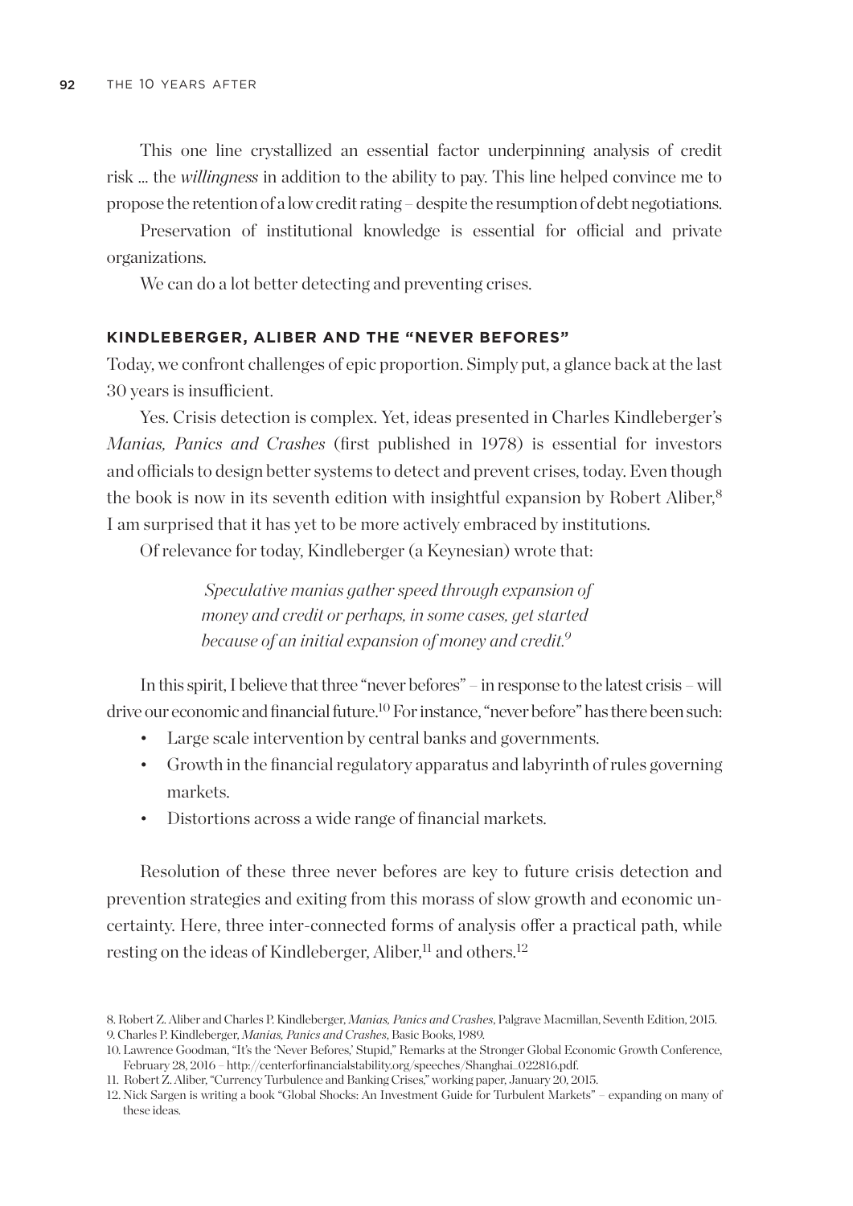This one line crystallized an essential factor underpinning analysis of credit risk ... the *willingness* in addition to the ability to pay. This line helped convince me to propose the retention of a low credit rating – despite the resumption of debt negotiations.

Preservation of institutional knowledge is essential for official and private organizations.

We can do a lot better detecting and preventing crises.

### KINDLEBERGER, ALIBER AND THE "NEVER BEFORES"

Today, we confront challenges of epic proportion. Simply put, a glance back at the last 30 years is insufficient.

Yes. Crisis detection is complex. Yet, ideas presented in Charles Kindleberger's *Manias, Panics and Crashes* (first published in 1978) is essential for investors and officials to design better systems to detect and prevent crises, today. Even though the book is now in its seventh edition with insightful expansion by Robert Aliber,[8] I am surprised that it has yet to be more actively embraced by institutions.

Of relevance for today, Kindleberger (a Keynesian) wrote that:

> *Speculative manias gather speed through expansion of money and credit or perhaps, in some cases, get started because of an initial expansion of money and credit.*[9]

In this spirit, I believe that three "never befores" – in response to the latest crisis – will drive our economic and financial future.[10] For instance, "never before" has there been such:

- Large scale intervention by central banks and governments.
- Growth in the financial regulatory apparatus and labyrinth of rules governing markets.
- Distortions across a wide range of financial markets.

Resolution of these three never befores are key to future crisis detection and prevention strategies and exiting from this morass of slow growth and economic uncertainty. Here, three inter-connected forms of analysis offer a practical path, while resting on the ideas of Kindleberger, Aliber,[11] and others.[12]

8. Robert Z. Aliber and Charles P. Kindleberger, *Manias, Panics and Crashes*, Palgrave Macmillan, Seventh Edition, 2015.
9. Charles P. Kindleberger, *Manias, Panics and Crashes*, Basic Books, 1989.
10. Lawrence Goodman, "It's the 'Never Befores,' Stupid," Remarks at the Stronger Global Economic Growth Conference, February 28, 2016 – http://centerforfinancialstability.org/speeches/Shanghai_022816.pdf.
11. Robert Z. Aliber, "Currency Turbulence and Banking Crises," working paper, January 20, 2015.
12. Nick Sargen is writing a book "Global Shocks: An Investment Guide for Turbulent Markets" – expanding on many of these ideas.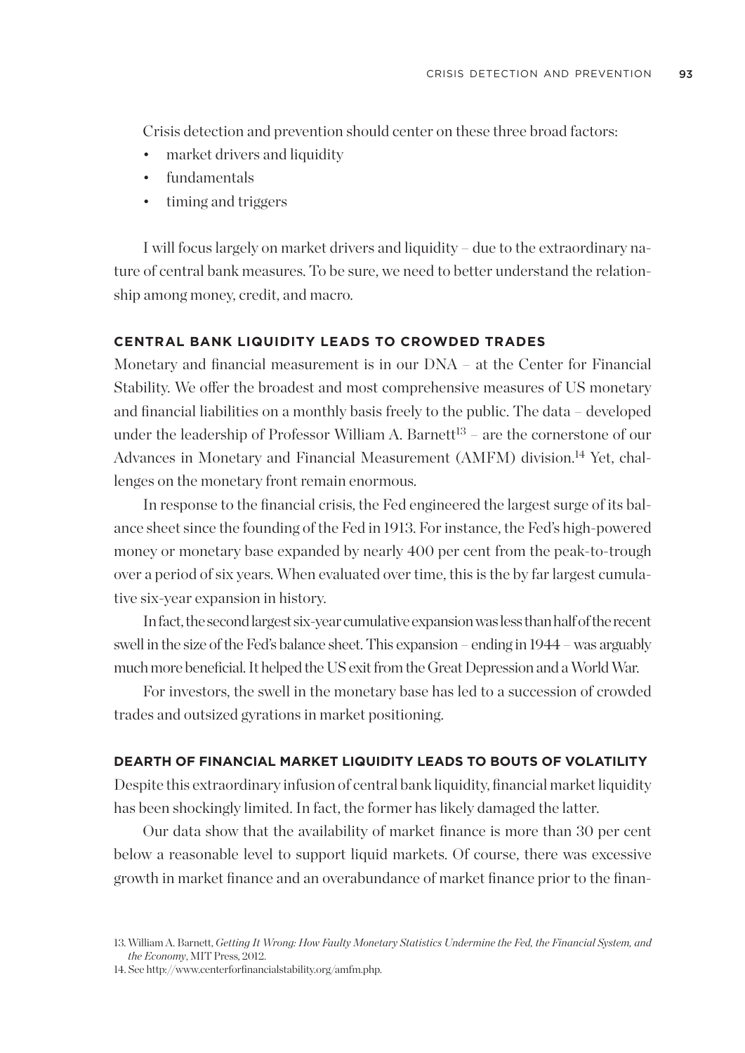Crisis detection and prevention should center on these three broad factors:

- market drivers and liquidity
- fundamentals
- timing and triggers

I will focus largely on market drivers and liquidity – due to the extraordinary nature of central bank measures. To be sure, we need to better understand the relationship among money, credit, and macro.

### CENTRAL BANK LIQUIDITY LEADS TO CROWDED TRADES

Monetary and financial measurement is in our DNA – at the Center for Financial Stability. We offer the broadest and most comprehensive measures of US monetary and financial liabilities on a monthly basis freely to the public. The data – developed under the leadership of Professor William A. Barnett[13] – are the cornerstone of our Advances in Monetary and Financial Measurement (AMFM) division.[14] Yet, challenges on the monetary front remain enormous.

In response to the financial crisis, the Fed engineered the largest surge of its balance sheet since the founding of the Fed in 1913. For instance, the Fed's high-powered money or monetary base expanded by nearly 400 per cent from the peak-to-trough over a period of six years. When evaluated over time, this is the by far largest cumulative six-year expansion in history.

In fact, the second largest six-year cumulative expansion was less than half of the recent swell in the size of the Fed's balance sheet. This expansion – ending in 1944 – was arguably much more beneficial. It helped the US exit from the Great Depression and a World War.

For investors, the swell in the monetary base has led to a succession of crowded trades and outsized gyrations in market positioning.

### DEARTH OF FINANCIAL MARKET LIQUIDITY LEADS TO BOUTS OF VOLATILITY

Despite this extraordinary infusion of central bank liquidity, financial market liquidity has been shockingly limited. In fact, the former has likely damaged the latter.

Our data show that the availability of market finance is more than 30 per cent below a reasonable level to support liquid markets. Of course, there was excessive growth in market finance and an overabundance of market finance prior to the finan-

13. William A. Barnett, *Getting It Wrong: How Faulty Monetary Statistics Undermine the Fed, the Financial System, and the Economy*, MIT Press, 2012.

14. See http://www.centerforfinancialstability.org/amfm.php.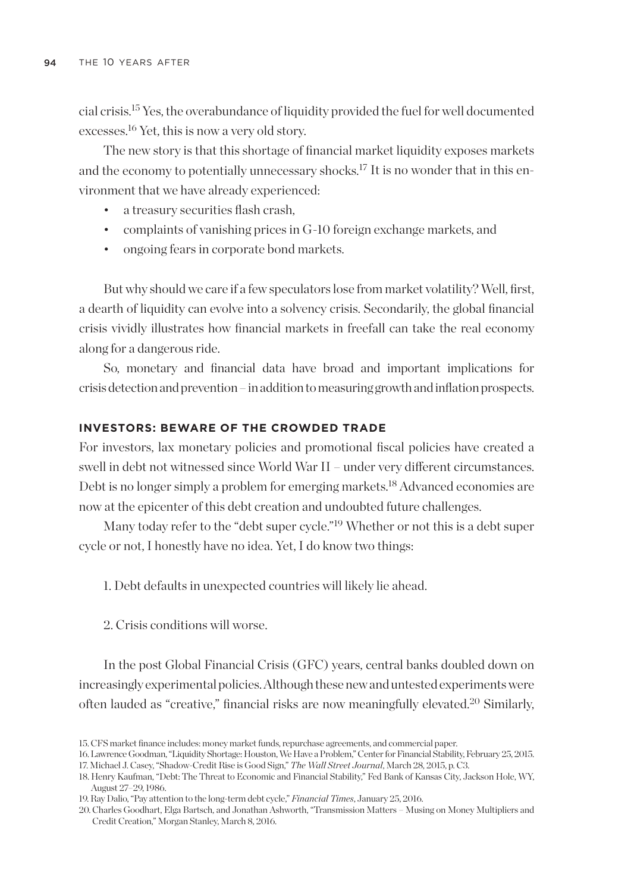cial crisis.[15] Yes, the overabundance of liquidity provided the fuel for well documented excesses.[16] Yet, this is now a very old story.

The new story is that this shortage of financial market liquidity exposes markets and the economy to potentially unnecessary shocks.[17] It is no wonder that in this environment that we have already experienced:

- a treasury securities flash crash,
- complaints of vanishing prices in G-10 foreign exchange markets, and
- ongoing fears in corporate bond markets.

But why should we care if a few speculators lose from market volatility? Well, first, a dearth of liquidity can evolve into a solvency crisis. Secondarily, the global financial crisis vividly illustrates how financial markets in freefall can take the real economy along for a dangerous ride.

So, monetary and financial data have broad and important implications for crisis detection and prevention – in addition to measuring growth and inflation prospects.

### INVESTORS: BEWARE OF THE CROWDED TRADE

For investors, lax monetary policies and promotional fiscal policies have created a swell in debt not witnessed since World War II – under very different circumstances. Debt is no longer simply a problem for emerging markets.[18] Advanced economies are now at the epicenter of this debt creation and undoubted future challenges.

Many today refer to the "debt super cycle."[19] Whether or not this is a debt super cycle or not, I honestly have no idea. Yet, I do know two things:

1. Debt defaults in unexpected countries will likely lie ahead.

2. Crisis conditions will worse.

In the post Global Financial Crisis (GFC) years, central banks doubled down on increasingly experimental policies. Although these new and untested experiments were often lauded as "creative," financial risks are now meaningfully elevated.[20] Similarly,

15. CFS market finance includes: money market funds, repurchase agreements, and commercial paper.
16. Lawrence Goodman, "Liquidity Shortage: Houston, We Have a Problem," Center for Financial Stability, February 25, 2015.
17. Michael J. Casey, "Shadow-Credit Rise is Good Sign," *The Wall Street Journal*, March 28, 2015, p. C3.
18. Henry Kaufman, "Debt: The Threat to Economic and Financial Stability," Fed Bank of Kansas City, Jackson Hole, WY, August 27–29, 1986.
19. Ray Dalio, "Pay attention to the long-term debt cycle," *Financial Times*, January 25, 2016.
20. Charles Goodhart, Elga Bartsch, and Jonathan Ashworth, "Transmission Matters – Musing on Money Multipliers and Credit Creation," Morgan Stanley, March 8, 2016.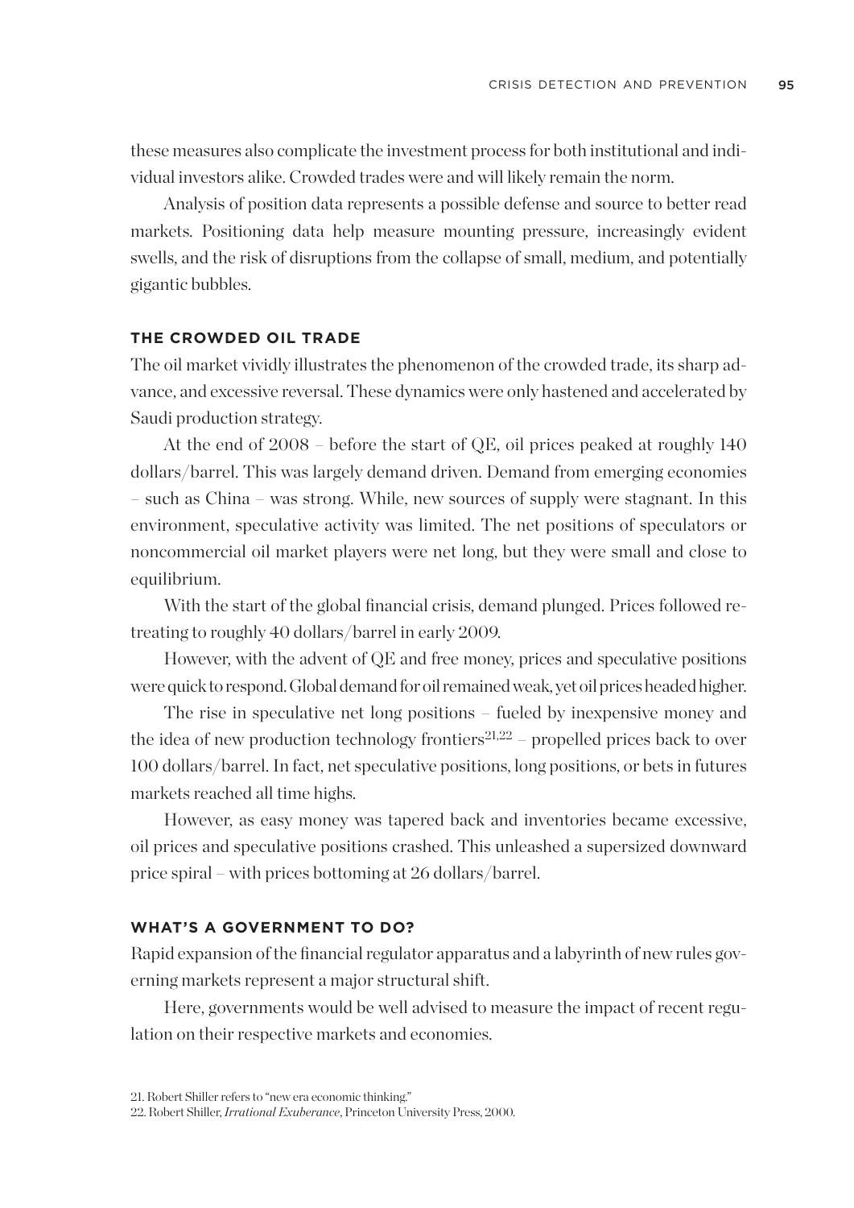these measures also complicate the investment process for both institutional and individual investors alike. Crowded trades were and will likely remain the norm.

Analysis of position data represents a possible defense and source to better read markets. Positioning data help measure mounting pressure, increasingly evident swells, and the risk of disruptions from the collapse of small, medium, and potentially gigantic bubbles.

## THE CROWDED OIL TRADE

The oil market vividly illustrates the phenomenon of the crowded trade, its sharp advance, and excessive reversal. These dynamics were only hastened and accelerated by Saudi production strategy.

At the end of 2008 – before the start of QE, oil prices peaked at roughly 140 dollars/barrel. This was largely demand driven. Demand from emerging economies – such as China – was strong. While, new sources of supply were stagnant. In this environment, speculative activity was limited. The net positions of speculators or noncommercial oil market players were net long, but they were small and close to equilibrium.

With the start of the global financial crisis, demand plunged. Prices followed retreating to roughly 40 dollars/barrel in early 2009.

However, with the advent of QE and free money, prices and speculative positions were quick to respond. Global demand for oil remained weak, yet oil prices headed higher.

The rise in speculative net long positions – fueled by inexpensive money and the idea of new production technology frontiers[21,22] – propelled prices back to over 100 dollars/barrel. In fact, net speculative positions, long positions, or bets in futures markets reached all time highs.

However, as easy money was tapered back and inventories became excessive, oil prices and speculative positions crashed. This unleashed a supersized downward price spiral – with prices bottoming at 26 dollars/barrel.

## WHAT'S A GOVERNMENT TO DO?

Rapid expansion of the financial regulator apparatus and a labyrinth of new rules governing markets represent a major structural shift.

Here, governments would be well advised to measure the impact of recent regulation on their respective markets and economies.

21. Robert Shiller refers to "new era economic thinking."

22. Robert Shiller, *Irrational Exuberance*, Princeton University Press, 2000.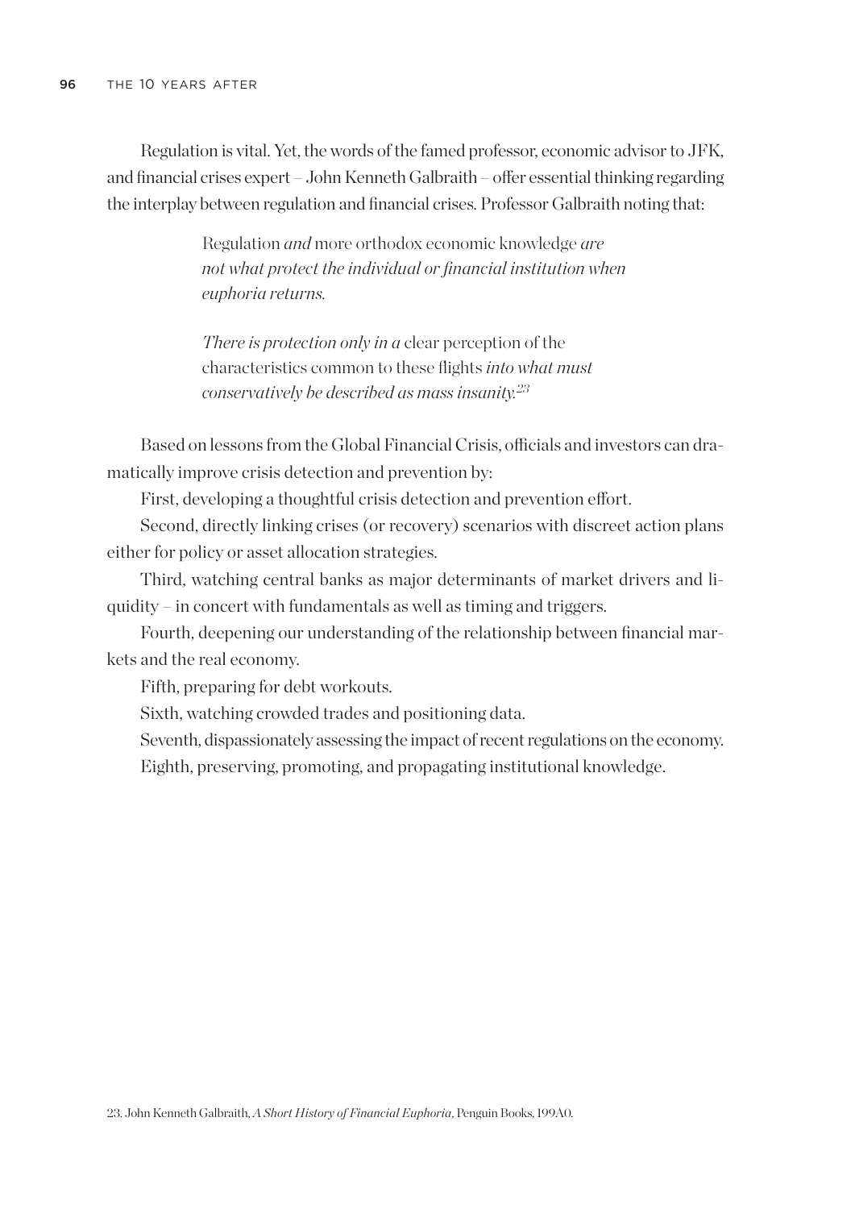Regulation is vital. Yet, the words of the famed professor, economic advisor to JFK, and financial crises expert – John Kenneth Galbraith – offer essential thinking regarding the interplay between regulation and financial crises. Professor Galbraith noting that:

> Regulation *and* more orthodox economic knowledge *are not what protect the individual or financial institution when euphoria returns.*
>
> *There is protection only in a* clear perception of the characteristics common to these flights *into what must conservatively be described as mass insanity.*[23]

Based on lessons from the Global Financial Crisis, officials and investors can dramatically improve crisis detection and prevention by:

First, developing a thoughtful crisis detection and prevention effort.

Second, directly linking crises (or recovery) scenarios with discreet action plans either for policy or asset allocation strategies.

Third, watching central banks as major determinants of market drivers and liquidity – in concert with fundamentals as well as timing and triggers.

Fourth, deepening our understanding of the relationship between financial markets and the real economy.

Fifth, preparing for debt workouts.

Sixth, watching crowded trades and positioning data.

Seventh, dispassionately assessing the impact of recent regulations on the economy.

Eighth, preserving, promoting, and propagating institutional knowledge.

23. John Kenneth Galbraith, *A Short History of Financial Euphoria*, Penguin Books, 199A0.